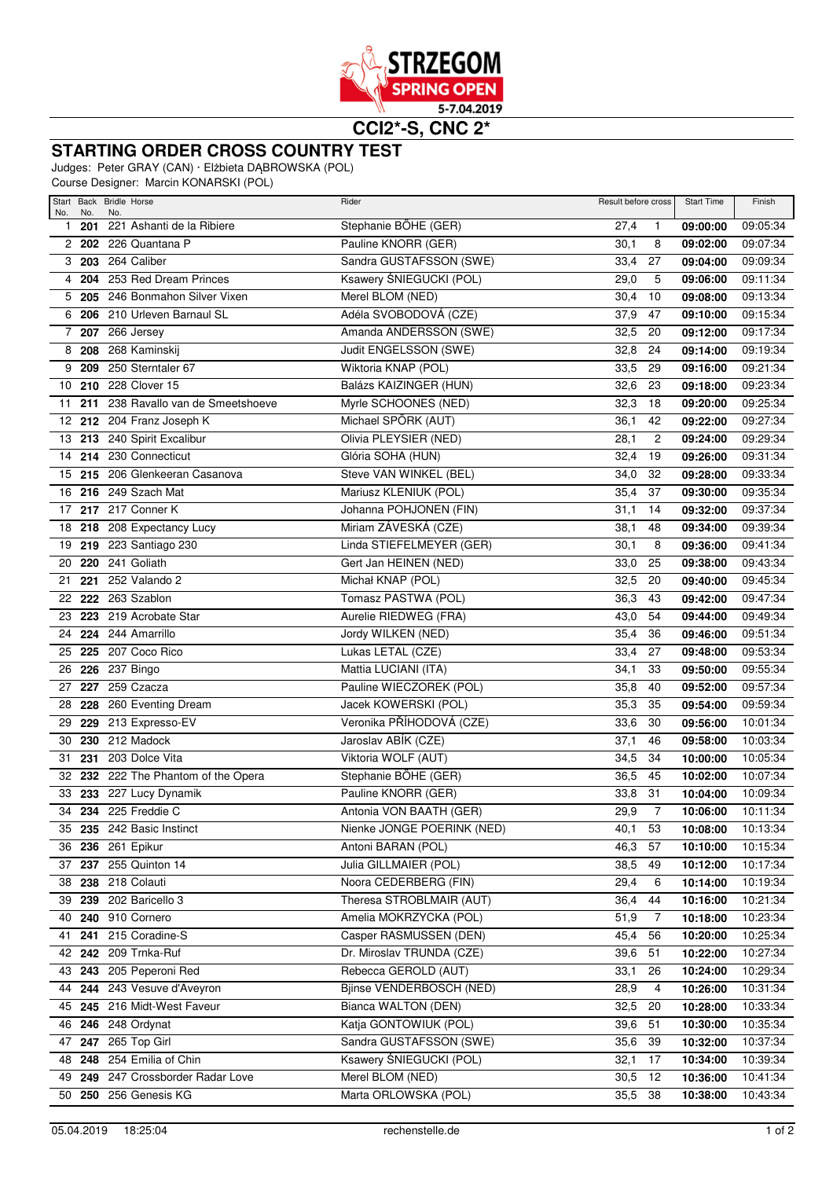STRZEGOM SPRING OPEN 5-7.04.2019

# CCI2*-S, CNC 2*

## STARTING ORDER CROSS COUNTRY TEST

Judges: Peter GRAY (CAN) · Elżbieta DĄBROWSKA (POL)
Course Designer: Marcin KONARSKI (POL)

| Start No. | Back No. | Bridle No. | Horse | Rider | Result before cross | | Start Time | Finish |
|---|---|---|---|---|---|---|---|---|
| 1 | **201** | 221 | Ashanti de la Ribiere | Stephanie BÖHE (GER) | 27,4 | 1 | **09:00:00** | 09:05:34 |
| 2 | **202** | 226 | Quantana P | Pauline KNORR (GER) | 30,1 | 8 | **09:02:00** | 09:07:34 |
| 3 | **203** | 264 | Caliber | Sandra GUSTAFSSON (SWE) | 33,4 | 27 | **09:04:00** | 09:09:34 |
| 4 | **204** | 253 | Red Dream Princes | Ksawery ŚNIEGUCKI (POL) | 29,0 | 5 | **09:06:00** | 09:11:34 |
| 5 | **205** | 246 | Bonmahon Silver Vixen | Merel BLOM (NED) | 30,4 | 10 | **09:08:00** | 09:13:34 |
| 6 | **206** | 210 | Urleven Barnaul SL | Adéla SVOBODOVÁ (CZE) | 37,9 | 47 | **09:10:00** | 09:15:34 |
| 7 | **207** | 266 | Jersey | Amanda ANDERSSON (SWE) | 32,5 | 20 | **09:12:00** | 09:17:34 |
| 8 | **208** | 268 | Kaminskij | Judit ENGELSSON (SWE) | 32,8 | 24 | **09:14:00** | 09:19:34 |
| 9 | **209** | 250 | Sterntaler 67 | Wiktoria KNAP (POL) | 33,5 | 29 | **09:16:00** | 09:21:34 |
| 10 | **210** | 228 | Clover 15 | Balázs KAIZINGER (HUN) | 32,6 | 23 | **09:18:00** | 09:23:34 |
| 11 | **211** | 238 | Ravallo van de Smeetshoeve | Myrle SCHOONES (NED) | 32,3 | 18 | **09:20:00** | 09:25:34 |
| 12 | **212** | 204 | Franz Joseph K | Michael SPÖRK (AUT) | 36,1 | 42 | **09:22:00** | 09:27:34 |
| 13 | **213** | 240 | Spirit Excalibur | Olivia PLEYSIER (NED) | 28,1 | 2 | **09:24:00** | 09:29:34 |
| 14 | **214** | 230 | Connecticut | Glória SOHA (HUN) | 32,4 | 19 | **09:26:00** | 09:31:34 |
| 15 | **215** | 206 | Glenkeeran Casanova | Steve VAN WINKEL (BEL) | 34,0 | 32 | **09:28:00** | 09:33:34 |
| 16 | **216** | 249 | Szach Mat | Mariusz KLENIUK (POL) | 35,4 | 37 | **09:30:00** | 09:35:34 |
| 17 | **217** | 217 | Conner K | Johanna POHJONEN (FIN) | 31,1 | 14 | **09:32:00** | 09:37:34 |
| 18 | **218** | 208 | Expectancy Lucy | Miriam ZÁVESKÁ (CZE) | 38,1 | 48 | **09:34:00** | 09:39:34 |
| 19 | **219** | 223 | Santiago 230 | Linda STIEFELMEYER (GER) | 30,1 | 8 | **09:36:00** | 09:41:34 |
| 20 | **220** | 241 | Goliath | Gert Jan HEINEN (NED) | 33,0 | 25 | **09:38:00** | 09:43:34 |
| 21 | **221** | 252 | Valando 2 | Michał KNAP (POL) | 32,5 | 20 | **09:40:00** | 09:45:34 |
| 22 | **222** | 263 | Szablon | Tomasz PASTWA (POL) | 36,3 | 43 | **09:42:00** | 09:47:34 |
| 23 | **223** | 219 | Acrobate Star | Aurelie RIEDWEG (FRA) | 43,0 | 54 | **09:44:00** | 09:49:34 |
| 24 | **224** | 244 | Amarrillo | Jordy WILKEN (NED) | 35,4 | 36 | **09:46:00** | 09:51:34 |
| 25 | **225** | 207 | Coco Rico | Lukas LETAL (CZE) | 33,4 | 27 | **09:48:00** | 09:53:34 |
| 26 | **226** | 237 | Bingo | Mattia LUCIANI (ITA) | 34,1 | 33 | **09:50:00** | 09:55:34 |
| 27 | **227** | 259 | Czacza | Pauline WIECZOREK (POL) | 35,8 | 40 | **09:52:00** | 09:57:34 |
| 28 | **228** | 260 | Eventing Dream | Jacek KOWERSKI (POL) | 35,3 | 35 | **09:54:00** | 09:59:34 |
| 29 | **229** | 213 | Expresso-EV | Veronika PŘÍHODOVÁ (CZE) | 33,6 | 30 | **09:56:00** | 10:01:34 |
| 30 | **230** | 212 | Madock | Jaroslav ABÍK (CZE) | 37,1 | 46 | **09:58:00** | 10:03:34 |
| 31 | **231** | 203 | Dolce Vita | Viktoria WOLF (AUT) | 34,5 | 34 | **10:00:00** | 10:05:34 |
| 32 | **232** | 222 | The Phantom of the Opera | Stephanie BÖHE (GER) | 36,5 | 45 | **10:02:00** | 10:07:34 |
| 33 | **233** | 227 | Lucy Dynamik | Pauline KNORR (GER) | 33,8 | 31 | **10:04:00** | 10:09:34 |
| 34 | **234** | 225 | Freddie C | Antonia VON BAATH (GER) | 29,9 | 7 | **10:06:00** | 10:11:34 |
| 35 | **235** | 242 | Basic Instinct | Nienke JONGE POERINK (NED) | 40,1 | 53 | **10:08:00** | 10:13:34 |
| 36 | **236** | 261 | Epikur | Antoni BARAN (POL) | 46,3 | 57 | **10:10:00** | 10:15:34 |
| 37 | **237** | 255 | Quinton 14 | Julia GILLMAIER (POL) | 38,5 | 49 | **10:12:00** | 10:17:34 |
| 38 | **238** | 218 | Colauti | Noora CEDERBERG (FIN) | 29,4 | 6 | **10:14:00** | 10:19:34 |
| 39 | **239** | 202 | Baricello 3 | Theresa STROBLMAIR (AUT) | 36,4 | 44 | **10:16:00** | 10:21:34 |
| 40 | **240** | 910 | Cornero | Amelia MOKRZYCKA (POL) | 51,9 | 7 | **10:18:00** | 10:23:34 |
| 41 | **241** | 215 | Coradine-S | Casper RASMUSSEN (DEN) | 45,4 | 56 | **10:20:00** | 10:25:34 |
| 42 | **242** | 209 | Trnka-Ruf | Dr. Miroslav TRUNDA (CZE) | 39,6 | 51 | **10:22:00** | 10:27:34 |
| 43 | **243** | 205 | Peperoni Red | Rebecca GEROLD (AUT) | 33,1 | 26 | **10:24:00** | 10:29:34 |
| 44 | **244** | 243 | Vesuve d'Aveyron | Bjinse VENDERBOSCH (NED) | 28,9 | 4 | **10:26:00** | 10:31:34 |
| 45 | **245** | 216 | Midt-West Faveur | Bianca WALTON (DEN) | 32,5 | 20 | **10:28:00** | 10:33:34 |
| 46 | **246** | 248 | Ordynat | Katja GONTOWIUK (POL) | 39,6 | 51 | **10:30:00** | 10:35:34 |
| 47 | **247** | 265 | Top Girl | Sandra GUSTAFSSON (SWE) | 35,6 | 39 | **10:32:00** | 10:37:34 |
| 48 | **248** | 254 | Emilia of Chin | Ksawery ŚNIEGUCKI (POL) | 32,1 | 17 | **10:34:00** | 10:39:34 |
| 49 | **249** | 247 | Crossborder Radar Love | Merel BLOM (NED) | 30,5 | 12 | **10:36:00** | 10:41:34 |
| 50 | **250** | 256 | Genesis KG | Marta ORLOWSKA (POL) | 35,5 | 38 | **10:38:00** | 10:43:34 |

05.04.2019 18:25:04 rechenstelle.de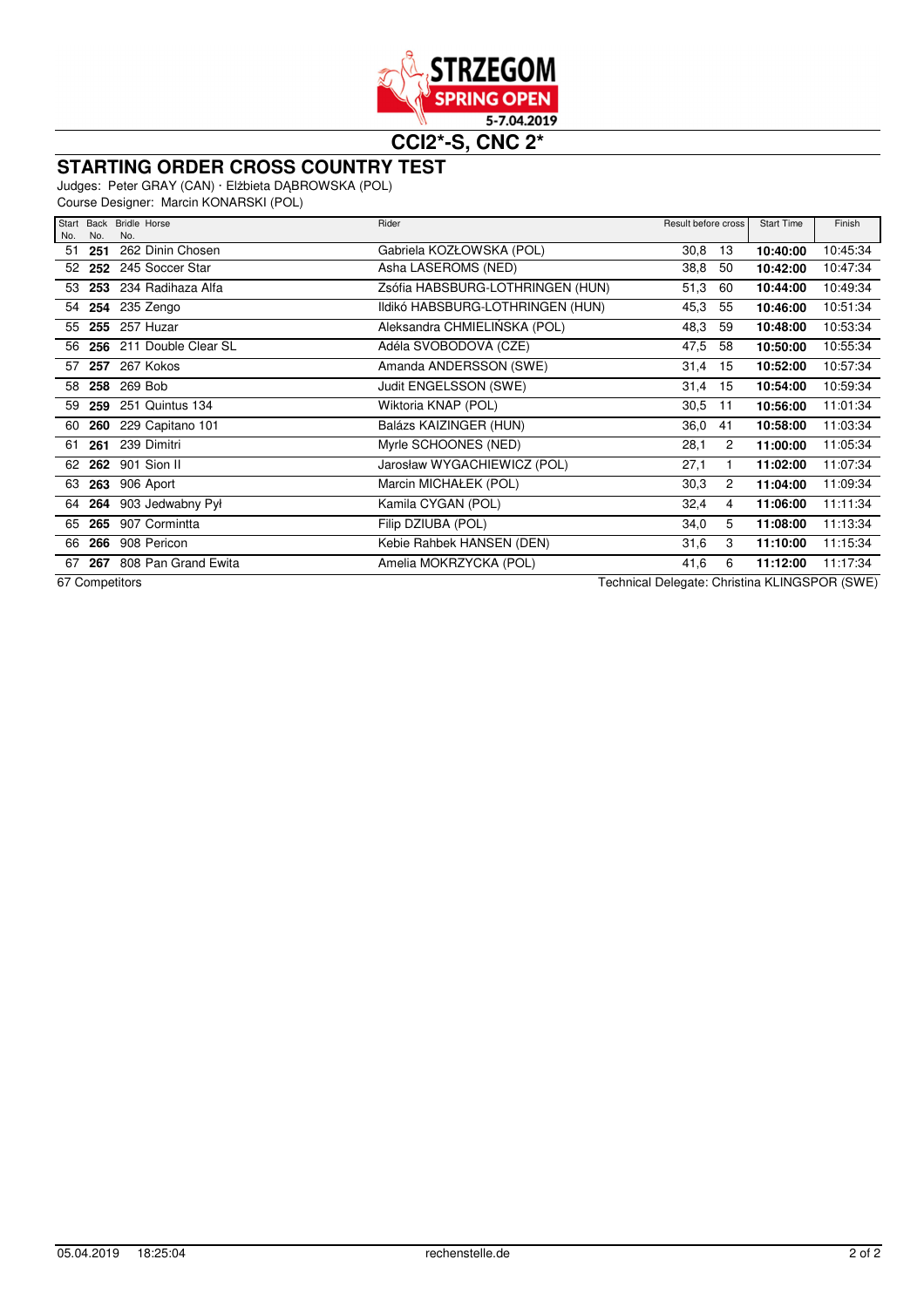# CCI2*-S, CNC 2*

## STARTING ORDER CROSS COUNTRY TEST

Judges: Peter GRAY (CAN) · Elżbieta DĄBROWSKA (POL)
Course Designer: Marcin KONARSKI (POL)

| Start No. | Back No. | Bridle No. | Horse | Rider | Result before cross | | Start Time | Finish |
|---|---|---|---|---|---|---|---|---|
| 51 | **251** | 262 | Dinin Chosen | Gabriela KOZŁOWSKA (POL) | 30,8 | 13 | **10:40:00** | 10:45:34 |
| 52 | **252** | 245 | Soccer Star | Asha LASEROMS (NED) | 38,8 | 50 | **10:42:00** | 10:47:34 |
| 53 | **253** | 234 | Radihaza Alfa | Zsófia HABSBURG-LOTHRINGEN (HUN) | 51,3 | 60 | **10:44:00** | 10:49:34 |
| 54 | **254** | 235 | Zengo | Ildikó HABSBURG-LOTHRINGEN (HUN) | 45,3 | 55 | **10:46:00** | 10:51:34 |
| 55 | **255** | 257 | Huzar | Aleksandra CHMIELIŃSKA (POL) | 48,3 | 59 | **10:48:00** | 10:53:34 |
| 56 | **256** | 211 | Double Clear SL | Adéla SVOBODOVA (CZE) | 47,5 | 58 | **10:50:00** | 10:55:34 |
| 57 | **257** | 267 | Kokos | Amanda ANDERSSON (SWE) | 31,4 | 15 | **10:52:00** | 10:57:34 |
| 58 | **258** | 269 | Bob | Judit ENGELSSON (SWE) | 31,4 | 15 | **10:54:00** | 10:59:34 |
| 59 | **259** | 251 | Quintus 134 | Wiktoria KNAP (POL) | 30,5 | 11 | **10:56:00** | 11:01:34 |
| 60 | **260** | 229 | Capitano 101 | Balázs KAIZINGER (HUN) | 36,0 | 41 | **10:58:00** | 11:03:34 |
| 61 | **261** | 239 | Dimitri | Myrle SCHOONES (NED) | 28,1 | 2 | **11:00:00** | 11:05:34 |
| 62 | **262** | 901 | Sion II | Jarosław WYGACHIEWICZ (POL) | 27,1 | 1 | **11:02:00** | 11:07:34 |
| 63 | **263** | 906 | Aport | Marcin MICHAŁEK (POL) | 30,3 | 2 | **11:04:00** | 11:09:34 |
| 64 | **264** | 903 | Jedwabny Pył | Kamila CYGAN (POL) | 32,4 | 4 | **11:06:00** | 11:11:34 |
| 65 | **265** | 907 | Cormintta | Filip DZIUBA (POL) | 34,0 | 5 | **11:08:00** | 11:13:34 |
| 66 | **266** | 908 | Pericon | Kebie Rahbek HANSEN (DEN) | 31,6 | 3 | **11:10:00** | 11:15:34 |
| 67 | **267** | 808 | Pan Grand Ewita | Amelia MOKRZYCKA (POL) | 41,6 | 6 | **11:12:00** | 11:17:34 |

67 Competitors

Technical Delegate: Christina KLINGSPOR (SWE)

05.04.2019 18:25:04 rechenstelle.de